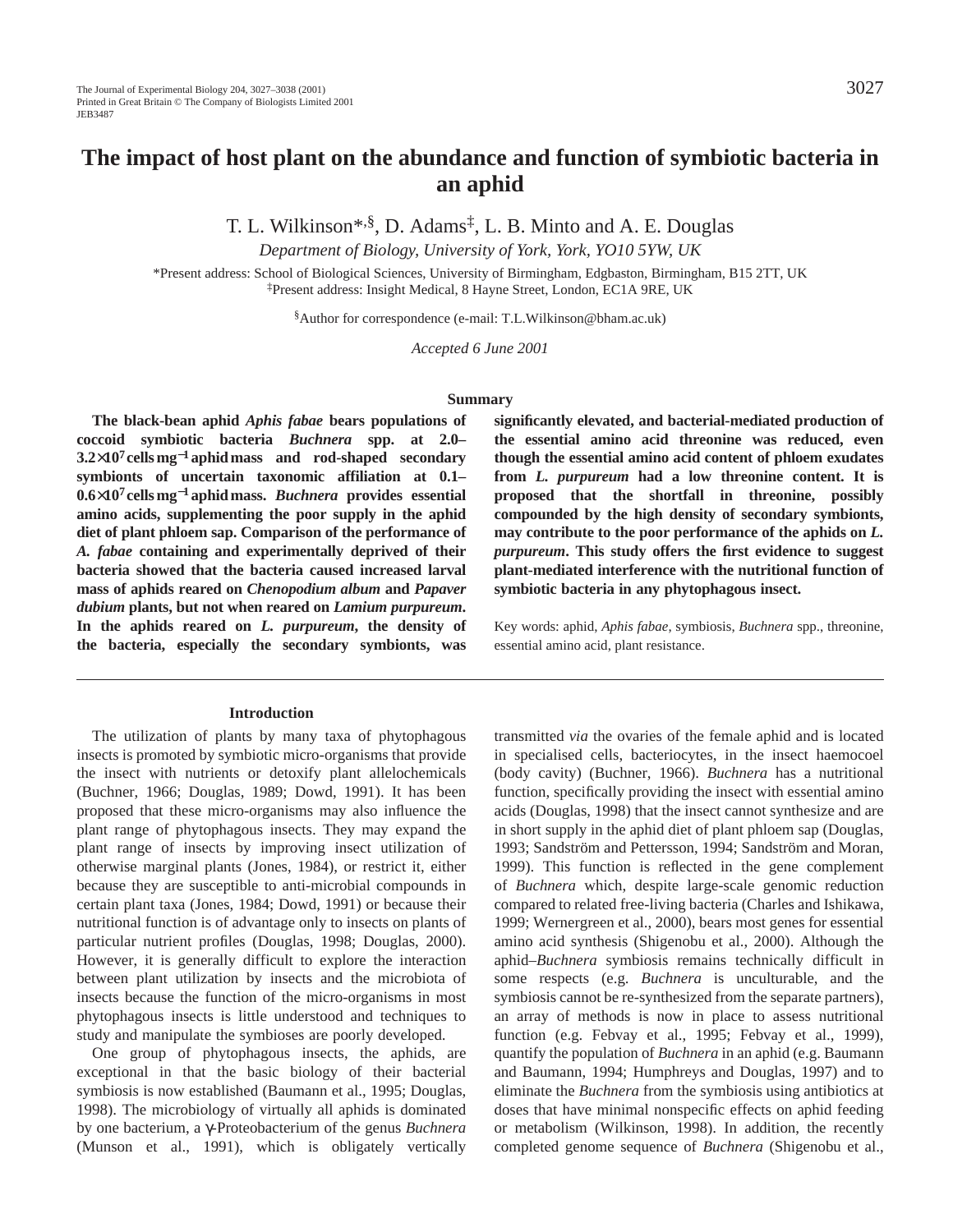# The impact of host plant on the abundance and function of symbiotic bacteria in an aphid

T. L. Wilkinson*,§, D. Adams‡, L. B. Minto and A. E. Douglas

*Department of Biology, University of York, York, YO10 5YW, UK*

*Present address: School of Biological Sciences, University of Birmingham, Edgbaston, Birmingham, B15 2TT, UK

‡Present address: Insight Medical, 8 Hayne Street, London, EC1A 9RE, UK

§Author for correspondence (e-mail: T.L.Wilkinson@bham.ac.uk)

*Accepted 6 June 2001*

## Summary

**The black-bean aphid *Aphis fabae* bears populations of coccoid symbiotic bacteria *Buchnera* spp. at 2.0–3.2×10⁷ cells mg⁻¹ aphid mass and rod-shaped secondary symbionts of uncertain taxonomic affiliation at 0.1–0.6×10⁷ cells mg⁻¹ aphid mass. *Buchnera* provides essential amino acids, supplementing the poor supply in the aphid diet of plant phloem sap. Comparison of the performance of *A. fabae* containing and experimentally deprived of their bacteria showed that the bacteria caused increased larval mass of aphids reared on *Chenopodium album* and *Papaver dubium* plants, but not when reared on *Lamium purpureum*. In the aphids reared on *L. purpureum*, the density of the bacteria, especially the secondary symbionts, was significantly elevated, and bacterial-mediated production of the essential amino acid threonine was reduced, even though the essential amino acid content of phloem exudates from *L. purpureum* had a low threonine content. It is proposed that the shortfall in threonine, possibly compounded by the high density of secondary symbionts, may contribute to the poor performance of the aphids on *L. purpureum*. This study offers the first evidence to suggest plant-mediated interference with the nutritional function of symbiotic bacteria in any phytophagous insect.**

Key words: aphid, *Aphis fabae*, symbiosis, *Buchnera* spp., threonine, essential amino acid, plant resistance.

## Introduction

The utilization of plants by many taxa of phytophagous insects is promoted by symbiotic micro-organisms that provide the insect with nutrients or detoxify plant allelochemicals (Buchner, 1966; Douglas, 1989; Dowd, 1991). It has been proposed that these micro-organisms may also influence the plant range of phytophagous insects. They may expand the plant range of insects by improving insect utilization of otherwise marginal plants (Jones, 1984), or restrict it, either because they are susceptible to anti-microbial compounds in certain plant taxa (Jones, 1984; Dowd, 1991) or because their nutritional function is of advantage only to insects on plants of particular nutrient profiles (Douglas, 1998; Douglas, 2000). However, it is generally difficult to explore the interaction between plant utilization by insects and the microbiota of insects because the function of the micro-organisms in most phytophagous insects is little understood and techniques to study and manipulate the symbioses are poorly developed.

One group of phytophagous insects, the aphids, are exceptional in that the basic biology of their bacterial symbiosis is now established (Baumann et al., 1995; Douglas, 1998). The microbiology of virtually all aphids is dominated by one bacterium, a γ-Proteobacterium of the genus *Buchnera* (Munson et al., 1991), which is obligately vertically transmitted *via* the ovaries of the female aphid and is located in specialised cells, bacteriocytes, in the insect haemocoel (body cavity) (Buchner, 1966). *Buchnera* has a nutritional function, specifically providing the insect with essential amino acids (Douglas, 1998) that the insect cannot synthesize and are in short supply in the aphid diet of plant phloem sap (Douglas, 1993; Sandström and Pettersson, 1994; Sandström and Moran, 1999). This function is reflected in the gene complement of *Buchnera* which, despite large-scale genomic reduction compared to related free-living bacteria (Charles and Ishikawa, 1999; Wernergreen et al., 2000), bears most genes for essential amino acid synthesis (Shigenobu et al., 2000). Although the aphid–*Buchnera* symbiosis remains technically difficult in some respects (e.g. *Buchnera* is unculturable, and the symbiosis cannot be re-synthesized from the separate partners), an array of methods is now in place to assess nutritional function (e.g. Febvay et al., 1995; Febvay et al., 1999), quantify the population of *Buchnera* in an aphid (e.g. Baumann and Baumann, 1994; Humphreys and Douglas, 1997) and to eliminate the *Buchnera* from the symbiosis using antibiotics at doses that have minimal nonspecific effects on aphid feeding or metabolism (Wilkinson, 1998). In addition, the recently completed genome sequence of *Buchnera* (Shigenobu et al.,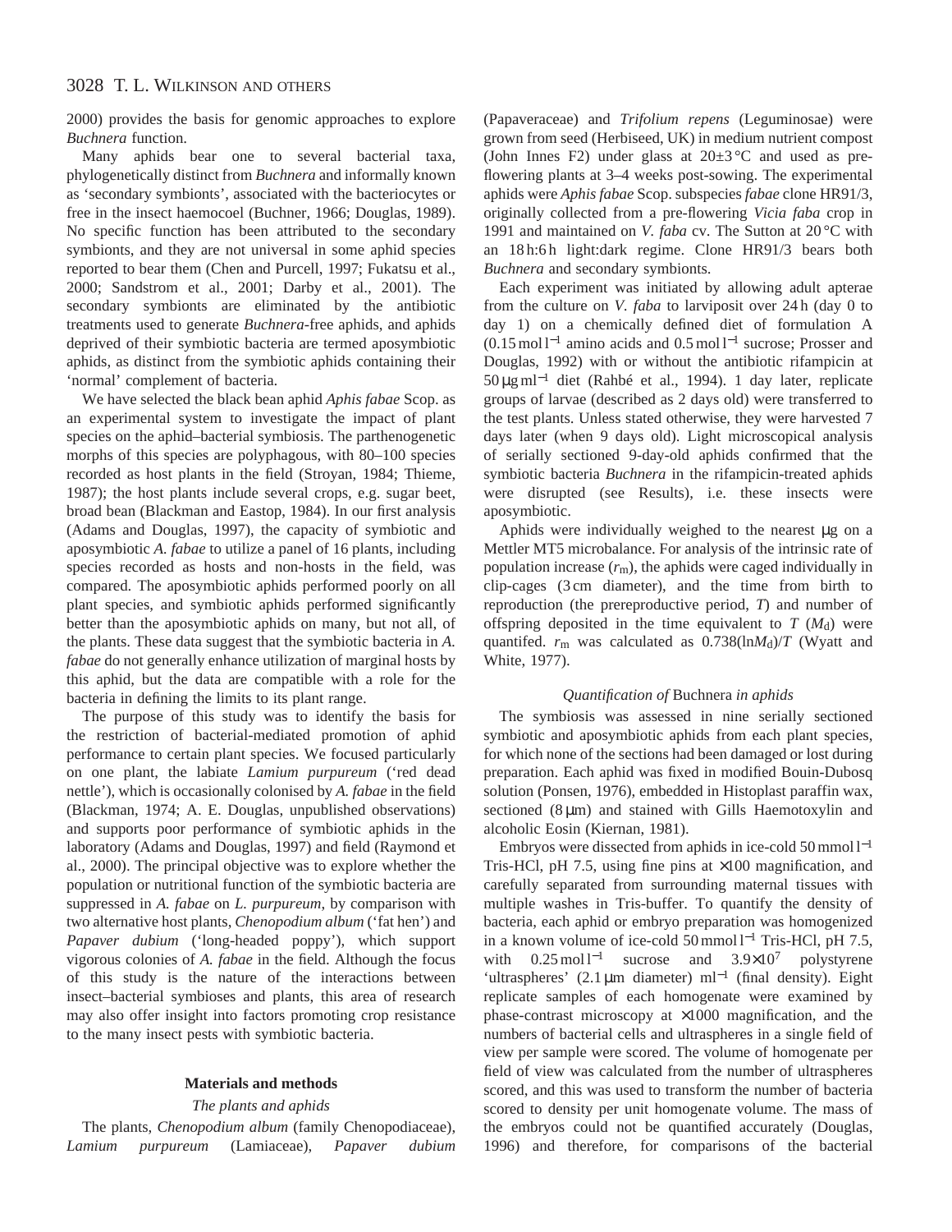2000) provides the basis for genomic approaches to explore *Buchnera* function.

Many aphids bear one to several bacterial taxa, phylogenetically distinct from *Buchnera* and informally known as 'secondary symbionts', associated with the bacteriocytes or free in the insect haemocoel (Buchner, 1966; Douglas, 1989). No specific function has been attributed to the secondary symbionts, and they are not universal in some aphid species reported to bear them (Chen and Purcell, 1997; Fukatsu et al., 2000; Sandstrom et al., 2001; Darby et al., 2001). The secondary symbionts are eliminated by the antibiotic treatments used to generate *Buchnera*-free aphids, and aphids deprived of their symbiotic bacteria are termed aposymbiotic aphids, as distinct from the symbiotic aphids containing their 'normal' complement of bacteria.

We have selected the black bean aphid *Aphis fabae* Scop. as an experimental system to investigate the impact of plant species on the aphid–bacterial symbiosis. The parthenogenetic morphs of this species are polyphagous, with 80–100 species recorded as host plants in the field (Stroyan, 1984; Thieme, 1987); the host plants include several crops, e.g. sugar beet, broad bean (Blackman and Eastop, 1984). In our first analysis (Adams and Douglas, 1997), the capacity of symbiotic and aposymbiotic *A. fabae* to utilize a panel of 16 plants, including species recorded as hosts and non-hosts in the field, was compared. The aposymbiotic aphids performed poorly on all plant species, and symbiotic aphids performed significantly better than the aposymbiotic aphids on many, but not all, of the plants. These data suggest that the symbiotic bacteria in *A. fabae* do not generally enhance utilization of marginal hosts by this aphid, but the data are compatible with a role for the bacteria in defining the limits to its plant range.

The purpose of this study was to identify the basis for the restriction of bacterial-mediated promotion of aphid performance to certain plant species. We focused particularly on one plant, the labiate *Lamium purpureum* ('red dead nettle'), which is occasionally colonised by *A. fabae* in the field (Blackman, 1974; A. E. Douglas, unpublished observations) and supports poor performance of symbiotic aphids in the laboratory (Adams and Douglas, 1997) and field (Raymond et al., 2000). The principal objective was to explore whether the population or nutritional function of the symbiotic bacteria are suppressed in *A. fabae* on *L. purpureum*, by comparison with two alternative host plants, *Chenopodium album* ('fat hen') and *Papaver dubium* ('long-headed poppy'), which support vigorous colonies of *A. fabae* in the field. Although the focus of this study is the nature of the interactions between insect–bacterial symbioses and plants, this area of research may also offer insight into factors promoting crop resistance to the many insect pests with symbiotic bacteria.

## Materials and methods

### The plants and aphids

The plants, *Chenopodium album* (family Chenopodiaceae), *Lamium purpureum* (Lamiaceae), *Papaver dubium* (Papaveraceae) and *Trifolium repens* (Leguminosae) were grown from seed (Herbiseed, UK) in medium nutrient compost (John Innes F2) under glass at 20±3 °C and used as pre-flowering plants at 3–4 weeks post-sowing. The experimental aphids were *Aphis fabae* Scop. subspecies *fabae* clone HR91/3, originally collected from a pre-flowering *Vicia faba* crop in 1991 and maintained on *V. faba* cv. The Sutton at 20 °C with an 18 h:6 h light:dark regime. Clone HR91/3 bears both *Buchnera* and secondary symbionts.

Each experiment was initiated by allowing adult apterae from the culture on *V. faba* to larviposit over 24 h (day 0 to day 1) on a chemically defined diet of formulation A ($0.15\,\mathrm{mol\,l^{-1}}$ amino acids and $0.5\,\mathrm{mol\,l^{-1}}$ sucrose; Prosser and Douglas, 1992) with or without the antibiotic rifampicin at $50\,\mu\mathrm{g\,ml^{-1}}$ diet (Rahbé et al., 1994). 1 day later, replicate groups of larvae (described as 2 days old) were transferred to the test plants. Unless stated otherwise, they were harvested 7 days later (when 9 days old). Light microscopical analysis of serially sectioned 9-day-old aphids confirmed that the symbiotic bacteria *Buchnera* in the rifampicin-treated aphids were disrupted (see Results), i.e. these insects were aposymbiotic.

Aphids were individually weighed to the nearest µg on a Mettler MT5 microbalance. For analysis of the intrinsic rate of population increase ($r_m$), the aphids were caged individually in clip-cages (3 cm diameter), and the time from birth to reproduction (the prereproductive period, $T$) and number of offspring deposited in the time equivalent to $T$ ($M_d$) were quantifed. $r_m$ was calculated as $0.738(\ln M_d)/T$ (Wyatt and White, 1977).

### *Quantification of* Buchnera *in aphids*

The symbiosis was assessed in nine serially sectioned symbiotic and aposymbiotic aphids from each plant species, for which none of the sections had been damaged or lost during preparation. Each aphid was fixed in modified Bouin-Dubosq solution (Ponsen, 1976), embedded in Histoplast paraffin wax, sectioned (8 µm) and stained with Gills Haemotoxylin and alcoholic Eosin (Kiernan, 1981).

Embryos were dissected from aphids in ice-cold $50\,\mathrm{mmol\,l^{-1}}$ Tris-HCl, pH 7.5, using fine pins at ×100 magnification, and carefully separated from surrounding maternal tissues with multiple washes in Tris-buffer. To quantify the density of bacteria, each aphid or embryo preparation was homogenized in a known volume of ice-cold $50\,\mathrm{mmol\,l^{-1}}$ Tris-HCl, pH 7.5, with $0.25\,\mathrm{mol\,l^{-1}}$ sucrose and $3.9\times10^{7}$ polystyrene 'ultraspheres' (2.1 µm diameter) $\mathrm{ml^{-1}}$ (final density). Eight replicate samples of each homogenate were examined by phase-contrast microscopy at ×1000 magnification, and the numbers of bacterial cells and ultraspheres in a single field of view per sample were scored. The volume of homogenate per field of view was calculated from the number of ultraspheres scored, and this was used to transform the number of bacteria scored to density per unit homogenate volume. The mass of the embryos could not be quantified accurately (Douglas, 1996) and therefore, for comparisons of the bacterial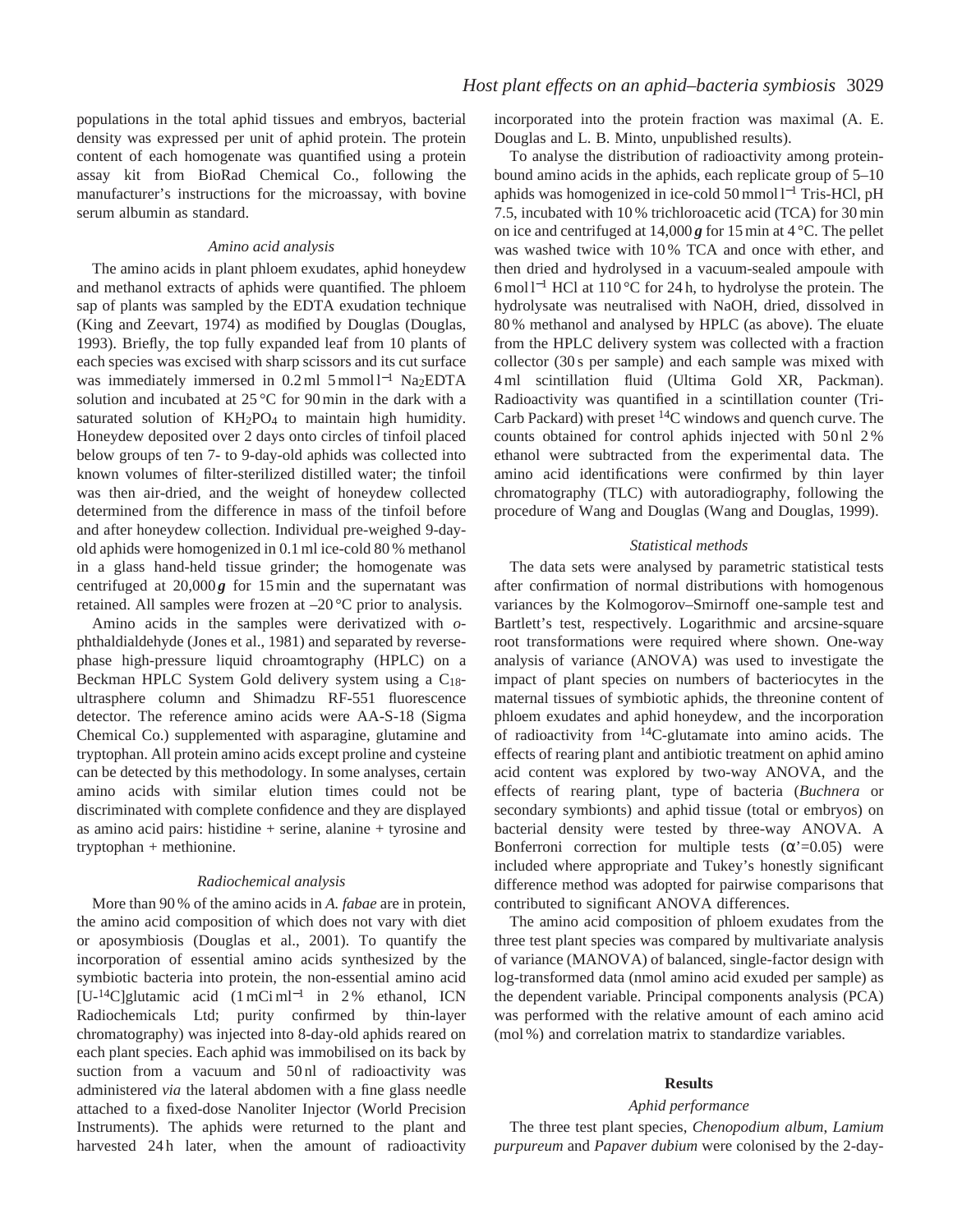populations in the total aphid tissues and embryos, bacterial density was expressed per unit of aphid protein. The protein content of each homogenate was quantified using a protein assay kit from BioRad Chemical Co., following the manufacturer's instructions for the microassay, with bovine serum albumin as standard.

### *Amino acid analysis*

The amino acids in plant phloem exudates, aphid honeydew and methanol extracts of aphids were quantified. The phloem sap of plants was sampled by the EDTA exudation technique (King and Zeevart, 1974) as modified by Douglas (Douglas, 1993). Briefly, the top fully expanded leaf from 10 plants of each species was excised with sharp scissors and its cut surface was immediately immersed in 0.2 ml 5 mmol l$^{-1}$ $Na_2EDTA$ solution and incubated at 25 °C for 90 min in the dark with a saturated solution of $KH_2PO_4$ to maintain high humidity. Honeydew deposited over 2 days onto circles of tinfoil placed below groups of ten 7- to 9-day-old aphids was collected into known volumes of filter-sterilized distilled water; the tinfoil was then air-dried, and the weight of honeydew collected determined from the difference in mass of the tinfoil before and after honeydew collection. Individual pre-weighed 9-day-old aphids were homogenized in 0.1 ml ice-cold 80 % methanol in a glass hand-held tissue grinder; the homogenate was centrifuged at 20,000 ***g*** for 15 min and the supernatant was retained. All samples were frozen at –20 °C prior to analysis.

Amino acids in the samples were derivatized with *o*-phthaldialdehyde (Jones et al., 1981) and separated by reverse-phase high-pressure liquid chroamtography (HPLC) on a Beckman HPLC System Gold delivery system using a $C_{18}$-ultrasphere column and Shimadzu RF-551 fluorescence detector. The reference amino acids were AA-S-18 (Sigma Chemical Co.) supplemented with asparagine, glutamine and tryptophan. All protein amino acids except proline and cysteine can be detected by this methodology. In some analyses, certain amino acids with similar elution times could not be discriminated with complete confidence and they are displayed as amino acid pairs: histidine + serine, alanine + tyrosine and tryptophan + methionine.

### *Radiochemical analysis*

More than 90 % of the amino acids in *A. fabae* are in protein, the amino acid composition of which does not vary with diet or aposymbiosis (Douglas et al., 2001). To quantify the incorporation of essential amino acids synthesized by the symbiotic bacteria into protein, the non-essential amino acid [U-$^{14}$C]glutamic acid (1 mCi ml$^{-1}$ in 2 % ethanol, ICN Radiochemicals Ltd; purity confirmed by thin-layer chromatography) was injected into 8-day-old aphids reared on each plant species. Each aphid was immobilised on its back by suction from a vacuum and 50 nl of radioactivity was administered *via* the lateral abdomen with a fine glass needle attached to a fixed-dose Nanoliter Injector (World Precision Instruments). The aphids were returned to the plant and harvested 24 h later, when the amount of radioactivity incorporated into the protein fraction was maximal (A. E. Douglas and L. B. Minto, unpublished results).

To analyse the distribution of radioactivity among protein-bound amino acids in the aphids, each replicate group of 5–10 aphids was homogenized in ice-cold 50 mmol l$^{-1}$ Tris-HCl, pH 7.5, incubated with 10 % trichloroacetic acid (TCA) for 30 min on ice and centrifuged at 14,000 ***g*** for 15 min at 4 °C. The pellet was washed twice with 10 % TCA and once with ether, and then dried and hydrolysed in a vacuum-sealed ampoule with 6 mol l$^{-1}$ HCl at 110 °C for 24 h, to hydrolyse the protein. The hydrolysate was neutralised with NaOH, dried, dissolved in 80 % methanol and analysed by HPLC (as above). The eluate from the HPLC delivery system was collected with a fraction collector (30 s per sample) and each sample was mixed with 4 ml scintillation fluid (Ultima Gold XR, Packman). Radioactivity was quantified in a scintillation counter (Tri-Carb Packard) with preset $^{14}$C windows and quench curve. The counts obtained for control aphids injected with 50 nl 2 % ethanol were subtracted from the experimental data. The amino acid identifications were confirmed by thin layer chromatography (TLC) with autoradiography, following the procedure of Wang and Douglas (Wang and Douglas, 1999).

### *Statistical methods*

The data sets were analysed by parametric statistical tests after confirmation of normal distributions with homogenous variances by the Kolmogorov–Smirnoff one-sample test and Bartlett's test, respectively. Logarithmic and arcsine-square root transformations were required where shown. One-way analysis of variance (ANOVA) was used to investigate the impact of plant species on numbers of bacteriocytes in the maternal tissues of symbiotic aphids, the threonine content of phloem exudates and aphid honeydew, and the incorporation of radioactivity from $^{14}$C-glutamate into amino acids. The effects of rearing plant and antibiotic treatment on aphid amino acid content was explored by two-way ANOVA, and the effects of rearing plant, type of bacteria (*Buchnera* or secondary symbionts) and aphid tissue (total or embryos) on bacterial density were tested by three-way ANOVA. A Bonferroni correction for multiple tests ($\alpha'$=0.05) were included where appropriate and Tukey's honestly significant difference method was adopted for pairwise comparisons that contributed to significant ANOVA differences.

The amino acid composition of phloem exudates from the three test plant species was compared by multivariate analysis of variance (MANOVA) of balanced, single-factor design with log-transformed data (nmol amino acid exuded per sample) as the dependent variable. Principal components analysis (PCA) was performed with the relative amount of each amino acid (mol %) and correlation matrix to standardize variables.

## Results

### *Aphid performance*

The three test plant species, *Chenopodium album*, *Lamium purpureum* and *Papaver dubium* were colonised by the 2-day-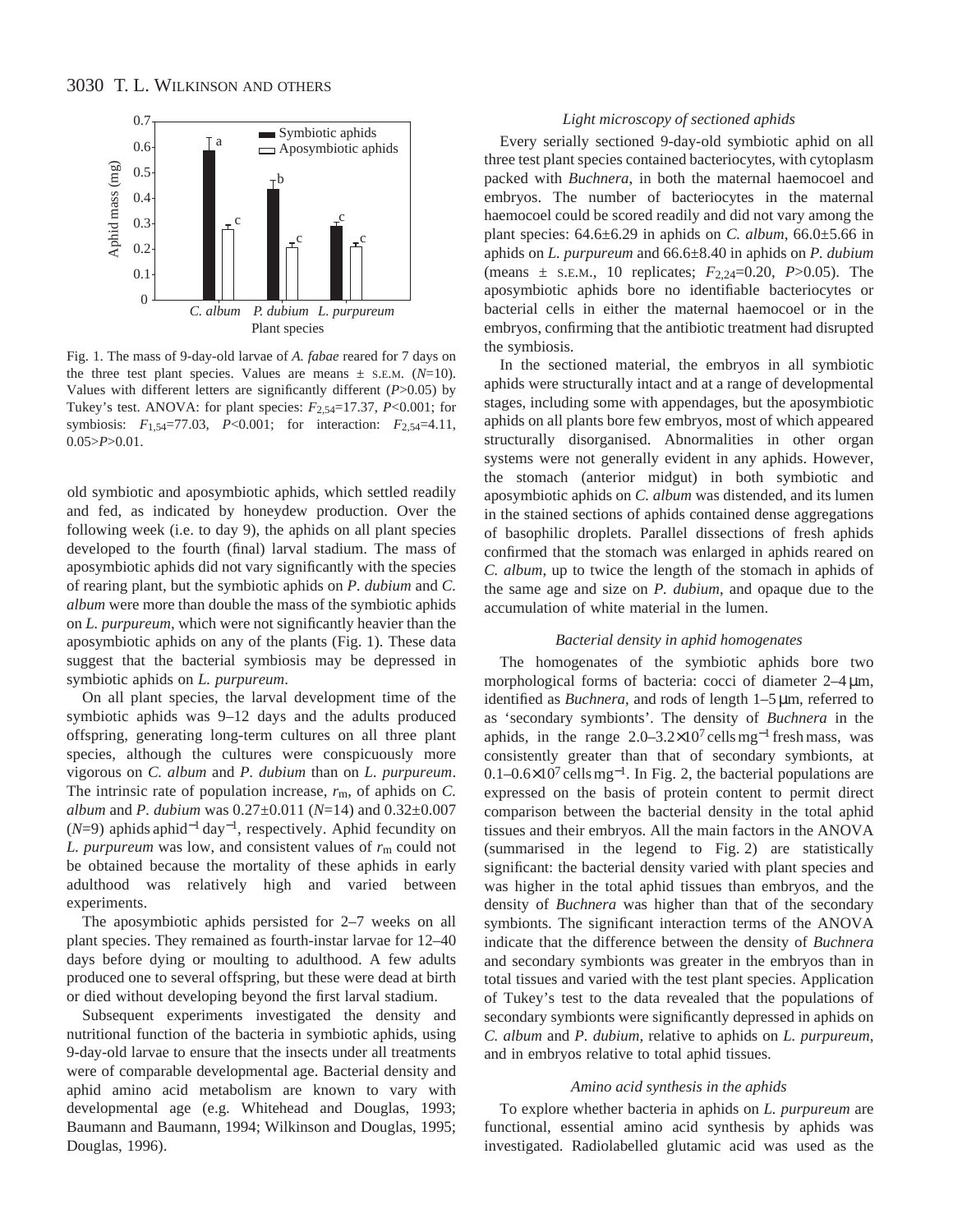Fig. 1. The mass of 9-day-old larvae of *A. fabae* reared for 7 days on the three test plant species. Values are means ± S.E.M. ($N$=10). Values with different letters are significantly different ($P$>0.05) by Tukey's test. ANOVA: for plant species: $F_{2,54}$=17.37, $P$<0.001; for symbiosis: $F_{1,54}$=77.03, $P$<0.001; for interaction: $F_{2,54}$=4.11, 0.05>$P$>0.01.

old symbiotic and aposymbiotic aphids, which settled readily and fed, as indicated by honeydew production. Over the following week (i.e. to day 9), the aphids on all plant species developed to the fourth (final) larval stadium. The mass of aposymbiotic aphids did not vary significantly with the species of rearing plant, but the symbiotic aphids on *P. dubium* and *C. album* were more than double the mass of the symbiotic aphids on *L. purpureum*, which were not significantly heavier than the aposymbiotic aphids on any of the plants (Fig. 1). These data suggest that the bacterial symbiosis may be depressed in symbiotic aphids on *L. purpureum*.

On all plant species, the larval development time of the symbiotic aphids was 9–12 days and the adults produced offspring, generating long-term cultures on all three plant species, although the cultures were conspicuously more vigorous on *C. album* and *P. dubium* than on *L. purpureum*. The intrinsic rate of population increase, $r_m$, of aphids on *C. album* and *P. dubium* was 0.27±0.011 ($N$=14) and 0.32±0.007 ($N$=9) aphids aphid$^{-1}$ day$^{-1}$, respectively. Aphid fecundity on *L. purpureum* was low, and consistent values of $r_m$ could not be obtained because the mortality of these aphids in early adulthood was relatively high and varied between experiments.

The aposymbiotic aphids persisted for 2–7 weeks on all plant species. They remained as fourth-instar larvae for 12–40 days before dying or moulting to adulthood. A few adults produced one to several offspring, but these were dead at birth or died without developing beyond the first larval stadium.

Subsequent experiments investigated the density and nutritional function of the bacteria in symbiotic aphids, using 9-day-old larvae to ensure that the insects under all treatments were of comparable developmental age. Bacterial density and aphid amino acid metabolism are known to vary with developmental age (e.g. Whitehead and Douglas, 1993; Baumann and Baumann, 1994; Wilkinson and Douglas, 1995; Douglas, 1996).

### *Light microscopy of sectioned aphids*

Every serially sectioned 9-day-old symbiotic aphid on all three test plant species contained bacteriocytes, with cytoplasm packed with *Buchnera*, in both the maternal haemocoel and embryos. The number of bacteriocytes in the maternal haemocoel could be scored readily and did not vary among the plant species: 64.6±6.29 in aphids on *C. album*, 66.0±5.66 in aphids on *L. purpureum* and 66.6±8.40 in aphids on *P. dubium* (means ± S.E.M., 10 replicates; $F_{2,24}$=0.20, $P$>0.05). The aposymbiotic aphids bore no identifiable bacteriocytes or bacterial cells in either the maternal haemocoel or in the embryos, confirming that the antibiotic treatment had disrupted the symbiosis.

In the sectioned material, the embryos in all symbiotic aphids were structurally intact and at a range of developmental stages, including some with appendages, but the aposymbiotic aphids on all plants bore few embryos, most of which appeared structurally disorganised. Abnormalities in other organ systems were not generally evident in any aphids. However, the stomach (anterior midgut) in both symbiotic and aposymbiotic aphids on *C. album* was distended, and its lumen in the stained sections of aphids contained dense aggregations of basophilic droplets. Parallel dissections of fresh aphids confirmed that the stomach was enlarged in aphids reared on *C. album*, up to twice the length of the stomach in aphids of the same age and size on *P. dubium*, and opaque due to the accumulation of white material in the lumen.

### *Bacterial density in aphid homogenates*

The homogenates of the symbiotic aphids bore two morphological forms of bacteria: cocci of diameter 2–4 μm, identified as *Buchnera*, and rods of length 1–5 μm, referred to as 'secondary symbionts'. The density of *Buchnera* in the aphids, in the range $2.0\text{–}3.2\times10^7$ cells mg$^{-1}$ fresh mass, was consistently greater than that of secondary symbionts, at $0.1\text{–}0.6\times10^7$ cells mg$^{-1}$. In Fig. 2, the bacterial populations are expressed on the basis of protein content to permit direct comparison between the bacterial density in the total aphid tissues and their embryos. All the main factors in the ANOVA (summarised in the legend to Fig. 2) are statistically significant: the bacterial density varied with plant species and was higher in the total aphid tissues than embryos, and the density of *Buchnera* was higher than that of the secondary symbionts. The significant interaction terms of the ANOVA indicate that the difference between the density of *Buchnera* and secondary symbionts was greater in the embryos than in total tissues and varied with the test plant species. Application of Tukey's test to the data revealed that the populations of secondary symbionts were significantly depressed in aphids on *C. album* and *P. dubium*, relative to aphids on *L. purpureum*, and in embryos relative to total aphid tissues.

### *Amino acid synthesis in the aphids*

To explore whether bacteria in aphids on *L. purpureum* are functional, essential amino acid synthesis by aphids was investigated. Radiolabelled glutamic acid was used as the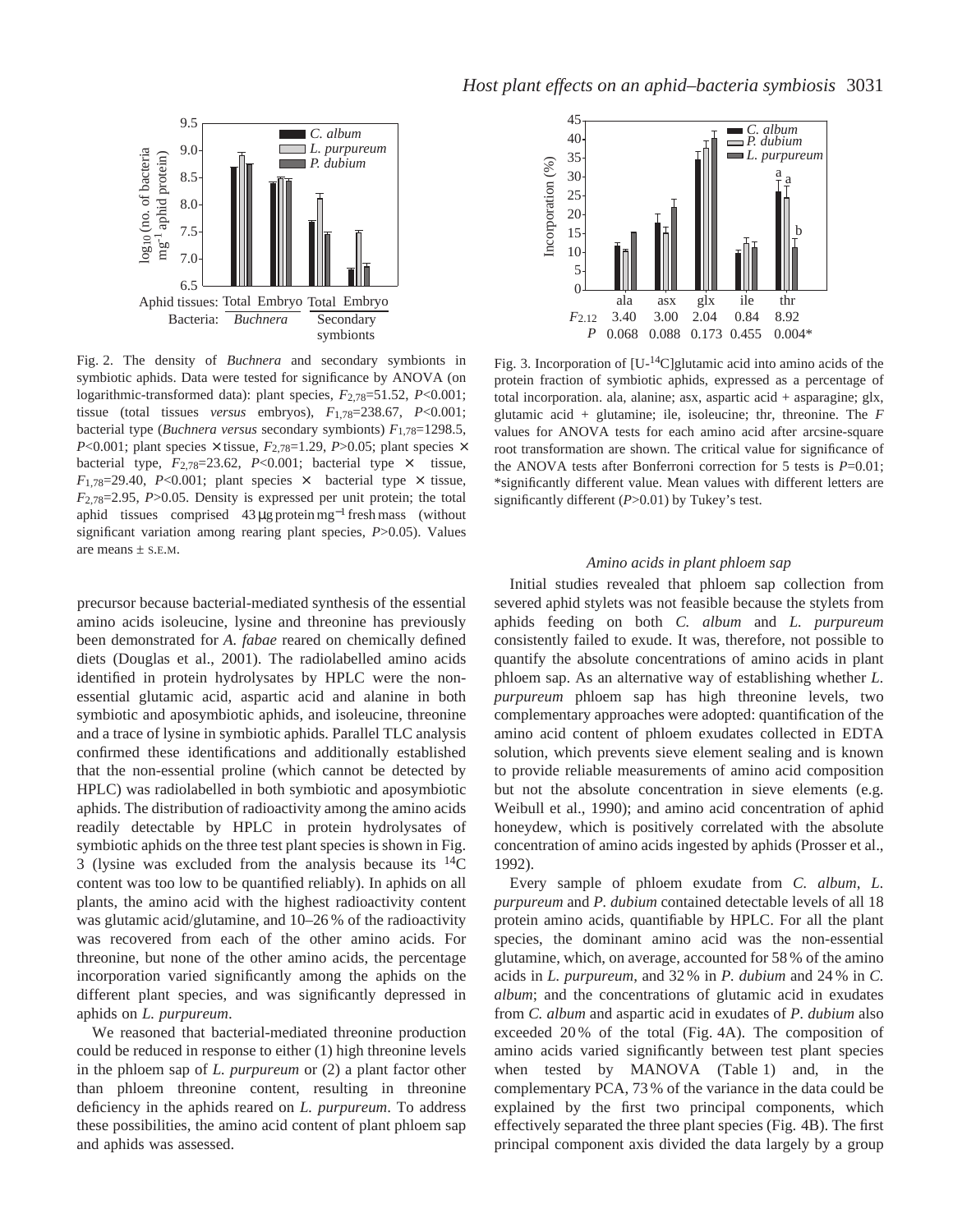Fig. 2. The density of *Buchnera* and secondary symbionts in symbiotic aphids. Data were tested for significance by ANOVA (on logarithmic-transformed data): plant species, $F_{2,78}$=51.52, $P$<0.001; tissue (total tissues *versus* embryos), $F_{1,78}$=238.67, $P$<0.001; bacterial type (*Buchnera versus* secondary symbionts) $F_{1,78}$=1298.5, $P$<0.001; plant species × tissue, $F_{2,78}$=1.29, $P$>0.05; plant species × bacterial type, $F_{2,78}$=23.62, $P$<0.001; bacterial type × tissue, $F_{1,78}$=29.40, $P$<0.001; plant species × bacterial type × tissue, $F_{2,78}$=2.95, $P$>0.05. Density is expressed per unit protein; the total aphid tissues comprised 43 μg protein mg$^{-1}$ fresh mass (without significant variation among rearing plant species, $P$>0.05). Values are means ± S.E.M.

Fig. 3. Incorporation of [U-$^{14}$C]glutamic acid into amino acids of the protein fraction of symbiotic aphids, expressed as a percentage of total incorporation. ala, alanine; asx, aspartic acid + asparagine; glx, glutamic acid + glutamine; ile, isoleucine; thr, threonine. The $F$ values for ANOVA tests for each amino acid after arcsine-square root transformation are shown. The critical value for significance of the ANOVA tests after Bonferroni correction for 5 tests is $P$=0.01; *significantly different value. Mean values with different letters are significantly different ($P$>0.01) by Tukey's test.

precursor because bacterial-mediated synthesis of the essential amino acids isoleucine, lysine and threonine has previously been demonstrated for *A. fabae* reared on chemically defined diets (Douglas et al., 2001). The radiolabelled amino acids identified in protein hydrolysates by HPLC were the non-essential glutamic acid, aspartic acid and alanine in both symbiotic and aposymbiotic aphids, and isoleucine, threonine and a trace of lysine in symbiotic aphids. Parallel TLC analysis confirmed these identifications and additionally established that the non-essential proline (which cannot be detected by HPLC) was radiolabelled in both symbiotic and aposymbiotic aphids. The distribution of radioactivity among the amino acids readily detectable by HPLC in protein hydrolysates of symbiotic aphids on the three test plant species is shown in Fig. 3 (lysine was excluded from the analysis because its $^{14}$C content was too low to be quantified reliably). In aphids on all plants, the amino acid with the highest radioactivity content was glutamic acid/glutamine, and 10–26 % of the radioactivity was recovered from each of the other amino acids. For threonine, but none of the other amino acids, the percentage incorporation varied significantly among the aphids on the different plant species, and was significantly depressed in aphids on *L. purpureum*.

We reasoned that bacterial-mediated threonine production could be reduced in response to either (1) high threonine levels in the phloem sap of *L. purpureum* or (2) a plant factor other than phloem threonine content, resulting in threonine deficiency in the aphids reared on *L. purpureum*. To address these possibilities, the amino acid content of plant phloem sap and aphids was assessed.

### *Amino acids in plant phloem sap*

Initial studies revealed that phloem sap collection from severed aphid stylets was not feasible because the stylets from aphids feeding on both *C. album* and *L. purpureum* consistently failed to exude. It was, therefore, not possible to quantify the absolute concentrations of amino acids in plant phloem sap. As an alternative way of establishing whether *L. purpureum* phloem sap has high threonine levels, two complementary approaches were adopted: quantification of the amino acid content of phloem exudates collected in EDTA solution, which prevents sieve element sealing and is known to provide reliable measurements of amino acid composition but not the absolute concentration in sieve elements (e.g. Weibull et al., 1990); and amino acid concentration of aphid honeydew, which is positively correlated with the absolute concentration of amino acids ingested by aphids (Prosser et al., 1992).

Every sample of phloem exudate from *C. album*, *L. purpureum* and *P. dubium* contained detectable levels of all 18 protein amino acids, quantifiable by HPLC. For all the plant species, the dominant amino acid was the non-essential glutamine, which, on average, accounted for 58 % of the amino acids in *L. purpureum*, and 32 % in *P. dubium* and 24 % in *C. album*; and the concentrations of glutamic acid in exudates from *C. album* and aspartic acid in exudates of *P. dubium* also exceeded 20 % of the total (Fig. 4A). The composition of amino acids varied significantly between test plant species when tested by MANOVA (Table 1) and, in the complementary PCA, 73 % of the variance in the data could be explained by the first two principal components, which effectively separated the three plant species (Fig. 4B). The first principal component axis divided the data largely by a group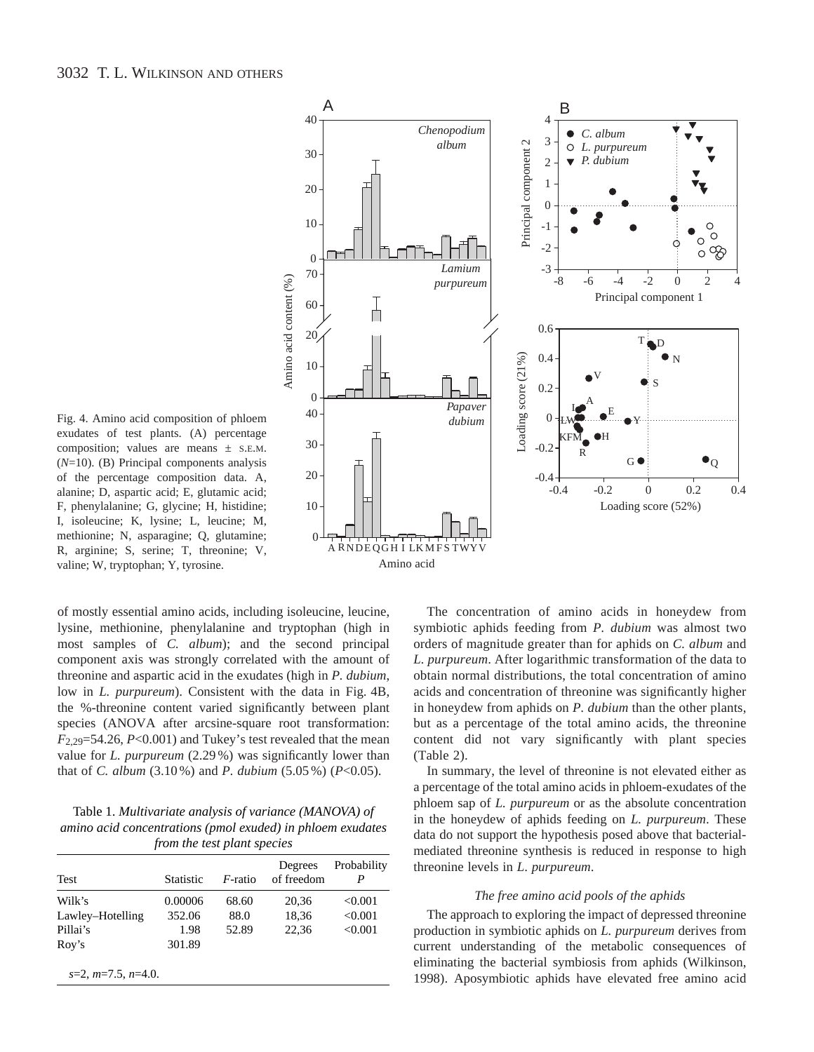Fig. 4. Amino acid composition of phloem exudates of test plants. (A) percentage composition; values are means ± S.E.M. ($N$=10). (B) Principal components analysis of the percentage composition data. A, alanine; D, aspartic acid; E, glutamic acid; F, phenylalanine; G, glycine; H, histidine; I, isoleucine; K, lysine; L, leucine; M, methionine; N, asparagine; Q, glutamine; R, arginine; S, serine; T, threonine; V, valine; W, tryptophan; Y, tyrosine.

of mostly essential amino acids, including isoleucine, leucine, lysine, methionine, phenylalanine and tryptophan (high in most samples of *C. album*); and the second principal component axis was strongly correlated with the amount of threonine and aspartic acid in the exudates (high in *P. dubium*, low in *L. purpureum*). Consistent with the data in Fig. 4B, the %-threonine content varied significantly between plant species (ANOVA after arcsine-square root transformation: $F_{2,29}$=54.26, $P$<0.001) and Tukey's test revealed that the mean value for *L. purpureum* (2.29 %) was significantly lower than that of *C. album* (3.10 %) and *P. dubium* (5.05 %) ($P$<0.05).

Table 1. *Multivariate analysis of variance (MANOVA) of amino acid concentrations (pmol exuded) in phloem exudates from the test plant species*

| Test | Statistic | $F$-ratio | Degrees of freedom | Probability $P$ |
|---|---|---|---|---|
| Wilk's | 0.00006 | 68.60 | 20,36 | <0.001 |
| Lawley–Hotelling | 352.06 | 88.0 | 18,36 | <0.001 |
| Pillai's | 1.98 | 52.89 | 22,36 | <0.001 |
| Roy's | 301.89 | | | |

$s$=2, $m$=7.5, $n$=4.0.

The concentration of amino acids in honeydew from symbiotic aphids feeding from *P. dubium* was almost two orders of magnitude greater than for aphids on *C. album* and *L. purpureum*. After logarithmic transformation of the data to obtain normal distributions, the total concentration of amino acids and concentration of threonine was significantly higher in honeydew from aphids on *P. dubium* than the other plants, but as a percentage of the total amino acids, the threonine content did not vary significantly with plant species (Table 2).

In summary, the level of threonine is not elevated either as a percentage of the total amino acids in phloem-exudates of the phloem sap of *L. purpureum* or as the absolute concentration in the honeydew of aphids feeding on *L. purpureum*. These data do not support the hypothesis posed above that bacterial-mediated threonine synthesis is reduced in response to high threonine levels in *L. purpureum*.

### *The free amino acid pools of the aphids*

The approach to exploring the impact of depressed threonine production in symbiotic aphids on *L. purpureum* derives from current understanding of the metabolic consequences of eliminating the bacterial symbiosis from aphids (Wilkinson, 1998). Aposymbiotic aphids have elevated free amino acid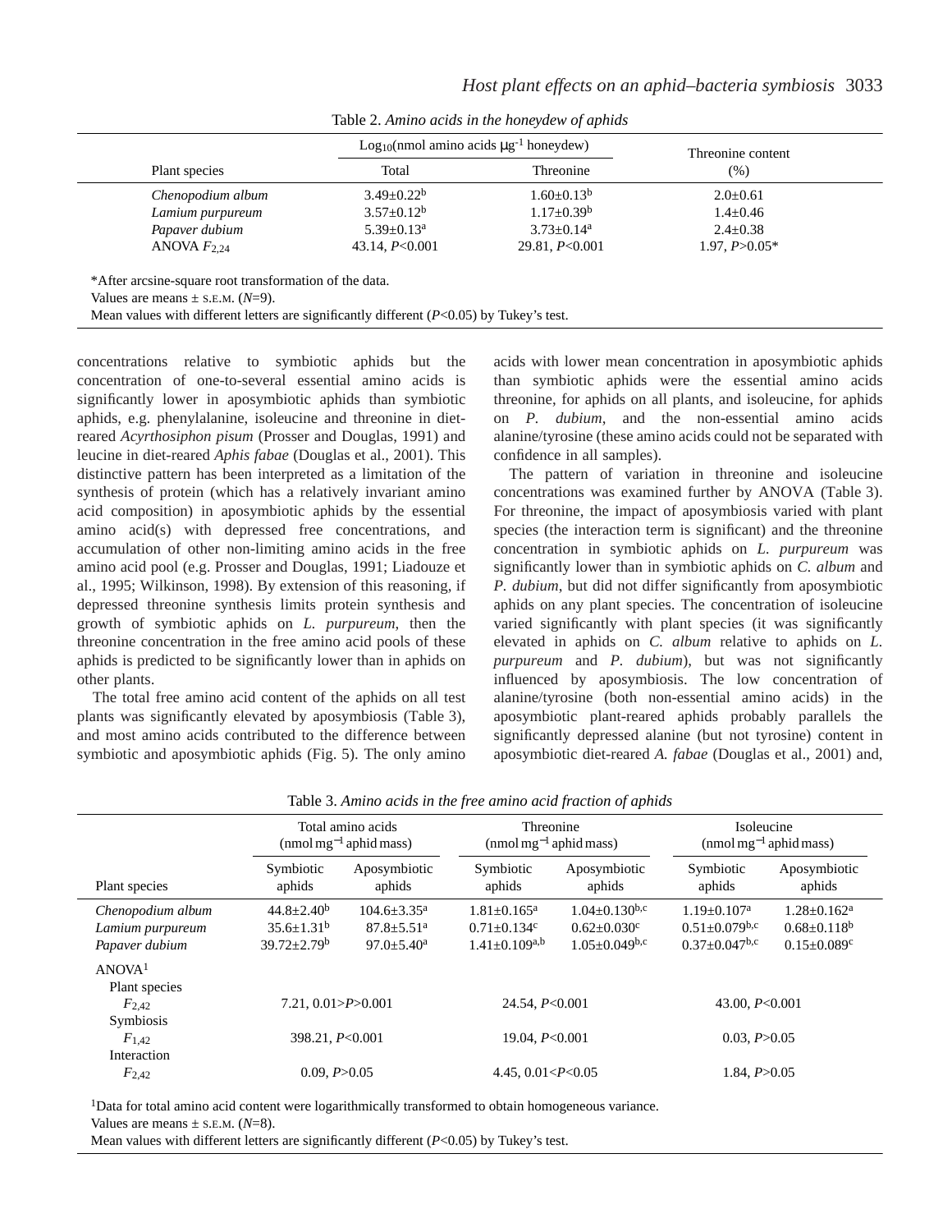Table 2. *Amino acids in the honeydew of aphids*

| Plant species | $\log_{10}$(nmol amino acids μg$^{-1}$ honeydew) Total | Threonine | Threonine content (%) |
|---|---|---|---|
| *Chenopodium album* | 3.49±0.22$^{b}$ | 1.60±0.13$^{b}$ | 2.0±0.61 |
| *Lamium purpureum* | 3.57±0.12$^{b}$ | 1.17±0.39$^{b}$ | 1.4±0.46 |
| *Papaver dubium* | 5.39±0.13$^{a}$ | 3.73±0.14$^{a}$ | 2.4±0.38 |
| ANOVA $F_{2,24}$ | 43.14, $P$<0.001 | 29.81, $P$<0.001 | 1.97, $P$>0.05* |

*After arcsine-square root transformation of the data.

Values are means ± S.E.M. ($N$=9).

Mean values with different letters are significantly different ($P$<0.05) by Tukey's test.

concentrations relative to symbiotic aphids but the concentration of one-to-several essential amino acids is significantly lower in aposymbiotic aphids than symbiotic aphids, e.g. phenylalanine, isoleucine and threonine in diet-reared *Acyrthosiphon pisum* (Prosser and Douglas, 1991) and leucine in diet-reared *Aphis fabae* (Douglas et al., 2001). This distinctive pattern has been interpreted as a limitation of the synthesis of protein (which has a relatively invariant amino acid composition) in aposymbiotic aphids by the essential amino acid(s) with depressed free concentrations, and accumulation of other non-limiting amino acids in the free amino acid pool (e.g. Prosser and Douglas, 1991; Liadouze et al., 1995; Wilkinson, 1998). By extension of this reasoning, if depressed threonine synthesis limits protein synthesis and growth of symbiotic aphids on *L. purpureum*, then the threonine concentration in the free amino acid pools of these aphids is predicted to be significantly lower than in aphids on other plants.

The total free amino acid content of the aphids on all test plants was significantly elevated by aposymbiosis (Table 3), and most amino acids contributed to the difference between symbiotic and aposymbiotic aphids (Fig. 5). The only amino acids with lower mean concentration in aposymbiotic aphids than symbiotic aphids were the essential amino acids threonine, for aphids on all plants, and isoleucine, for aphids on *P. dubium*, and the non-essential amino acids alanine/tyrosine (these amino acids could not be separated with confidence in all samples).

The pattern of variation in threonine and isoleucine concentrations was examined further by ANOVA (Table 3). For threonine, the impact of aposymbiosis varied with plant species (the interaction term is significant) and the threonine concentration in symbiotic aphids on *L. purpureum* was significantly lower than in symbiotic aphids on *C. album* and *P. dubium*, but did not differ significantly from aposymbiotic aphids on any plant species. The concentration of isoleucine varied significantly with plant species (it was significantly elevated in aphids on *C. album* relative to aphids on *L. purpureum* and *P. dubium*), but was not significantly influenced by aposymbiosis. The low concentration of alanine/tyrosine (both non-essential amino acids) in the aposymbiotic plant-reared aphids probably parallels the significantly depressed alanine (but not tyrosine) content in aposymbiotic diet-reared *A. fabae* (Douglas et al., 2001) and,

Table 3. *Amino acids in the free amino acid fraction of aphids*

| | Total amino acids (nmol mg$^{-1}$ aphid mass) | | Threonine (nmol mg$^{-1}$ aphid mass) | | Isoleucine (nmol mg$^{-1}$ aphid mass) | |
|---|---|---|---|---|---|---|
| Plant species | Symbiotic aphids | Aposymbiotic aphids | Symbiotic aphids | Aposymbiotic aphids | Symbiotic aphids | Aposymbiotic aphids |
| *Chenopodium album* | 44.8±2.40$^{b}$ | 104.6±3.35$^{a}$ | 1.81±0.165$^{a}$ | 1.04±0.130$^{b,c}$ | 1.19±0.107$^{a}$ | 1.28±0.162$^{a}$ |
| *Lamium purpureum* | 35.6±1.31$^{b}$ | 87.8±5.51$^{a}$ | 0.71±0.134$^{c}$ | 0.62±0.030$^{c}$ | 0.51±0.079$^{b,c}$ | 0.68±0.118$^{b}$ |
| *Papaver dubium* | 39.72±2.79$^{b}$ | 97.0±5.40$^{a}$ | 1.41±0.109$^{a,b}$ | 1.05±0.049$^{b,c}$ | 0.37±0.047$^{b,c}$ | 0.15±0.089$^{c}$ |
| ANOVA[1] | | | | | | |
| Plant species | | | | | | |
| $F_{2,42}$ | 7.21, 0.01>$P$>0.001 | | 24.54, $P$<0.001 | | 43.00, $P$<0.001 | |
| Symbiosis | | | | | | |
| $F_{1,42}$ | 398.21, $P$<0.001 | | 19.04, $P$<0.001 | | 0.03, $P$>0.05 | |
| Interaction | | | | | | |
| $F_{2,42}$ | 0.09, $P$>0.05 | | 4.45, 0.01<$P$<0.05 | | 1.84, $P$>0.05 | |

[1]Data for total amino acid content were logarithmically transformed to obtain homogeneous variance.

Values are means ± S.E.M. ($N$=8).

Mean values with different letters are significantly different ($P$<0.05) by Tukey's test.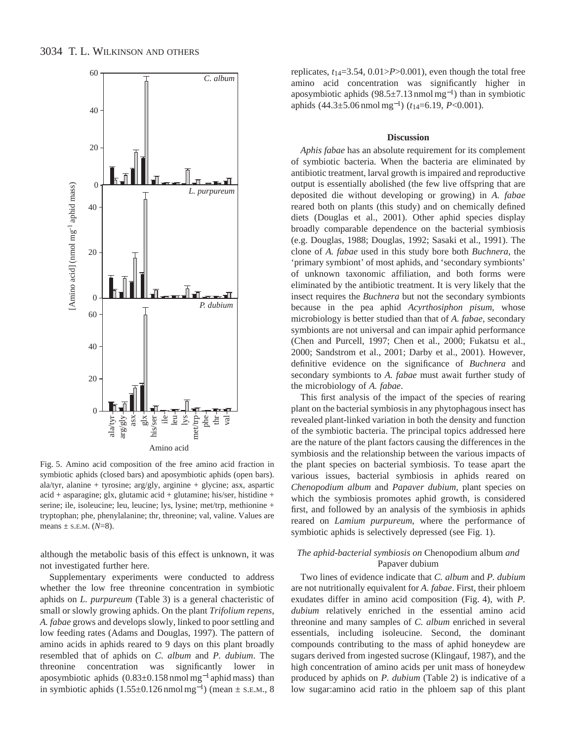Fig. 5. Amino acid composition of the free amino acid fraction in symbiotic aphids (closed bars) and aposymbiotic aphids (open bars). ala/tyr, alanine + tyrosine; arg/gly, arginine + glycine; asx, aspartic acid + asparagine; glx, glutamic acid + glutamine; his/ser, histidine + serine; ile, isoleucine; leu, leucine; lys, lysine; met/trp, methionine + tryptophan; phe, phenylalanine; thr, threonine; val, valine. Values are means ± S.E.M. ($N$=8).

although the metabolic basis of this effect is unknown, it was not investigated further here.

Supplementary experiments were conducted to address whether the low free threonine concentration in symbiotic aphids on *L. purpureum* (Table 3) is a general chacteristic of small or slowly growing aphids. On the plant *Trifolium repens*, *A. fabae* grows and develops slowly, linked to poor settling and low feeding rates (Adams and Douglas, 1997). The pattern of amino acids in aphids reared to 9 days on this plant broadly resembled that of aphids on *C. album* and *P. dubium*. The threonine concentration was significantly lower in aposymbiotic aphids (0.83±0.158 nmol mg$^{-1}$ aphid mass) than in symbiotic aphids (1.55±0.126 nmol mg$^{-1}$) (mean ± S.E.M., 8 replicates, $t_{14}$=3.54, 0.01>$P$>0.001), even though the total free amino acid concentration was significantly higher in aposymbiotic aphids (98.5±7.13 nmol mg$^{-1}$) than in symbiotic aphids (44.3±5.06 nmol mg$^{-1}$) ($t_{14}$=6.19, $P$<0.001).

## Discussion

*Aphis fabae* has an absolute requirement for its complement of symbiotic bacteria. When the bacteria are eliminated by antibiotic treatment, larval growth is impaired and reproductive output is essentially abolished (the few live offspring that are deposited die without developing or growing) in *A. fabae* reared both on plants (this study) and on chemically defined diets (Douglas et al., 2001). Other aphid species display broadly comparable dependence on the bacterial symbiosis (e.g. Douglas, 1988; Douglas, 1992; Sasaki et al., 1991). The clone of *A. fabae* used in this study bore both *Buchnera*, the 'primary symbiont' of most aphids, and 'secondary symbionts' of unknown taxonomic affiliation, and both forms were eliminated by the antibiotic treatment. It is very likely that the insect requires the *Buchnera* but not the secondary symbionts because in the pea aphid *Acyrthosiphon pisum*, whose microbiology is better studied than that of *A. fabae*, secondary symbionts are not universal and can impair aphid performance (Chen and Purcell, 1997; Chen et al., 2000; Fukatsu et al., 2000; Sandstrom et al., 2001; Darby et al., 2001). However, definitive evidence on the significance of *Buchnera* and secondary symbionts to *A. fabae* must await further study of the microbiology of *A. fabae*.

This first analysis of the impact of the species of rearing plant on the bacterial symbiosis in any phytophagous insect has revealed plant-linked variation in both the density and function of the symbiotic bacteria. The principal topics addressed here are the nature of the plant factors causing the differences in the symbiosis and the relationship between the various impacts of the plant species on bacterial symbiosis. To tease apart the various issues, bacterial symbiosis in aphids reared on *Chenopodium album* and *Papaver dubium*, plant species on which the symbiosis promotes aphid growth, is considered first, and followed by an analysis of the symbiosis in aphids reared on *Lamium purpureum*, where the performance of symbiotic aphids is selectively depressed (see Fig. 1).

### *The aphid-bacterial symbiosis on* Chenopodium album *and* Papaver dubium

Two lines of evidence indicate that *C. album* and *P. dubium* are not nutritionally equivalent for *A. fabae*. First, their phloem exudates differ in amino acid composition (Fig. 4), with *P. dubium* relatively enriched in the essential amino acid threonine and many samples of *C. album* enriched in several essentials, including isoleucine. Second, the dominant compounds contributing to the mass of aphid honeydew are sugars derived from ingested sucrose (Klingauf, 1987), and the high concentration of amino acids per unit mass of honeydew produced by aphids on *P. dubium* (Table 2) is indicative of a low sugar:amino acid ratio in the phloem sap of this plant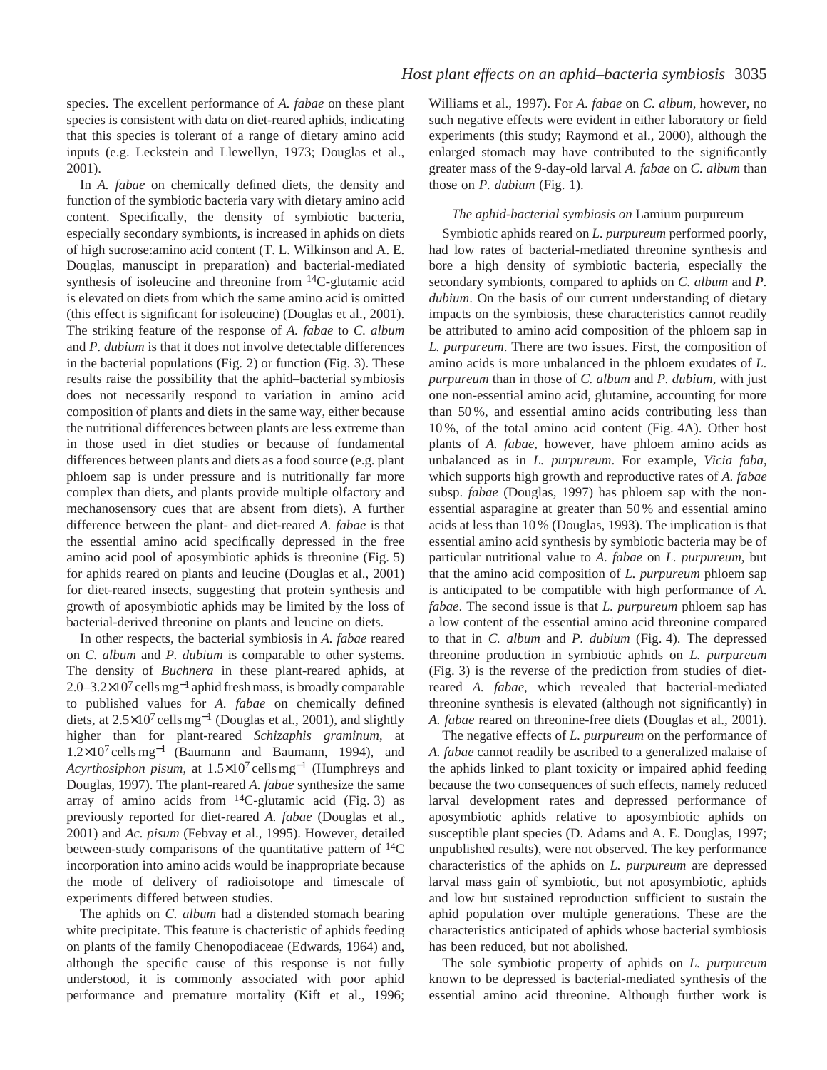species. The excellent performance of *A. fabae* on these plant species is consistent with data on diet-reared aphids, indicating that this species is tolerant of a range of dietary amino acid inputs (e.g. Leckstein and Llewellyn, 1973; Douglas et al., 2001).

In *A. fabae* on chemically defined diets, the density and function of the symbiotic bacteria vary with dietary amino acid content. Specifically, the density of symbiotic bacteria, especially secondary symbionts, is increased in aphids on diets of high sucrose:amino acid content (T. L. Wilkinson and A. E. Douglas, manuscipt in preparation) and bacterial-mediated synthesis of isoleucine and threonine from $^{14}$C-glutamic acid is elevated on diets from which the same amino acid is omitted (this effect is significant for isoleucine) (Douglas et al., 2001). The striking feature of the response of *A. fabae* to *C. album* and *P. dubium* is that it does not involve detectable differences in the bacterial populations (Fig. 2) or function (Fig. 3). These results raise the possibility that the aphid–bacterial symbiosis does not necessarily respond to variation in amino acid composition of plants and diets in the same way, either because the nutritional differences between plants are less extreme than in those used in diet studies or because of fundamental differences between plants and diets as a food source (e.g. plant phloem sap is under pressure and is nutritionally far more complex than diets, and plants provide multiple olfactory and mechanosensory cues that are absent from diets). A further difference between the plant- and diet-reared *A. fabae* is that the essential amino acid specifically depressed in the free amino acid pool of aposymbiotic aphids is threonine (Fig. 5) for aphids reared on plants and leucine (Douglas et al., 2001) for diet-reared insects, suggesting that protein synthesis and growth of aposymbiotic aphids may be limited by the loss of bacterial-derived threonine on plants and leucine on diets.

In other respects, the bacterial symbiosis in *A. fabae* reared on *C. album* and *P. dubium* is comparable to other systems. The density of *Buchnera* in these plant-reared aphids, at $2.0–3.2\times10^7$ cells mg$^{-1}$ aphid fresh mass, is broadly comparable to published values for *A. fabae* on chemically defined diets, at $2.5\times10^7$ cells mg$^{-1}$ (Douglas et al., 2001), and slightly higher than for plant-reared *Schizaphis graminum*, at $1.2\times10^7$ cells mg$^{-1}$ (Baumann and Baumann, 1994), and *Acyrthosiphon pisum*, at $1.5\times10^7$ cells mg$^{-1}$ (Humphreys and Douglas, 1997). The plant-reared *A. fabae* synthesize the same array of amino acids from $^{14}$C-glutamic acid (Fig. 3) as previously reported for diet-reared *A. fabae* (Douglas et al., 2001) and *Ac. pisum* (Febvay et al., 1995). However, detailed between-study comparisons of the quantitative pattern of $^{14}$C incorporation into amino acids would be inappropriate because the mode of delivery of radioisotope and timescale of experiments differed between studies.

The aphids on *C. album* had a distended stomach bearing white precipitate. This feature is chacteristic of aphids feeding on plants of the family Chenopodiaceae (Edwards, 1964) and, although the specific cause of this response is not fully understood, it is commonly associated with poor aphid performance and premature mortality (Kift et al., 1996; Williams et al., 1997). For *A. fabae* on *C. album*, however, no such negative effects were evident in either laboratory or field experiments (this study; Raymond et al., 2000), although the enlarged stomach may have contributed to the significantly greater mass of the 9-day-old larval *A. fabae* on *C. album* than those on *P. dubium* (Fig. 1).

### *The aphid-bacterial symbiosis on* Lamium purpureum

Symbiotic aphids reared on *L. purpureum* performed poorly, had low rates of bacterial-mediated threonine synthesis and bore a high density of symbiotic bacteria, especially the secondary symbionts, compared to aphids on *C. album* and *P. dubium*. On the basis of our current understanding of dietary impacts on the symbiosis, these characteristics cannot readily be attributed to amino acid composition of the phloem sap in *L. purpureum*. There are two issues. First, the composition of amino acids is more unbalanced in the phloem exudates of *L. purpureum* than in those of *C. album* and *P. dubium*, with just one non-essential amino acid, glutamine, accounting for more than 50 %, and essential amino acids contributing less than 10 %, of the total amino acid content (Fig. 4A). Other host plants of *A. fabae*, however, have phloem amino acids as unbalanced as in *L. purpureum*. For example, *Vicia faba*, which supports high growth and reproductive rates of *A. fabae* subsp. *fabae* (Douglas, 1997) has phloem sap with the non-essential asparagine at greater than 50 % and essential amino acids at less than 10 % (Douglas, 1993). The implication is that essential amino acid synthesis by symbiotic bacteria may be of particular nutritional value to *A. fabae* on *L. purpureum*, but that the amino acid composition of *L. purpureum* phloem sap is anticipated to be compatible with high performance of *A. fabae*. The second issue is that *L. purpureum* phloem sap has a low content of the essential amino acid threonine compared to that in *C. album* and *P. dubium* (Fig. 4). The depressed threonine production in symbiotic aphids on *L. purpureum* (Fig. 3) is the reverse of the prediction from studies of diet-reared *A. fabae*, which revealed that bacterial-mediated threonine synthesis is elevated (although not significantly) in *A. fabae* reared on threonine-free diets (Douglas et al., 2001).

The negative effects of *L. purpureum* on the performance of *A. fabae* cannot readily be ascribed to a generalized malaise of the aphids linked to plant toxicity or impaired aphid feeding because the two consequences of such effects, namely reduced larval development rates and depressed performance of aposymbiotic aphids relative to aposymbiotic aphids on susceptible plant species (D. Adams and A. E. Douglas, 1997; unpublished results), were not observed. The key performance characteristics of the aphids on *L. purpureum* are depressed larval mass gain of symbiotic, but not aposymbiotic, aphids and low but sustained reproduction sufficient to sustain the aphid population over multiple generations. These are the characteristics anticipated of aphids whose bacterial symbiosis has been reduced, but not abolished.

The sole symbiotic property of aphids on *L. purpureum* known to be depressed is bacterial-mediated synthesis of the essential amino acid threonine. Although further work is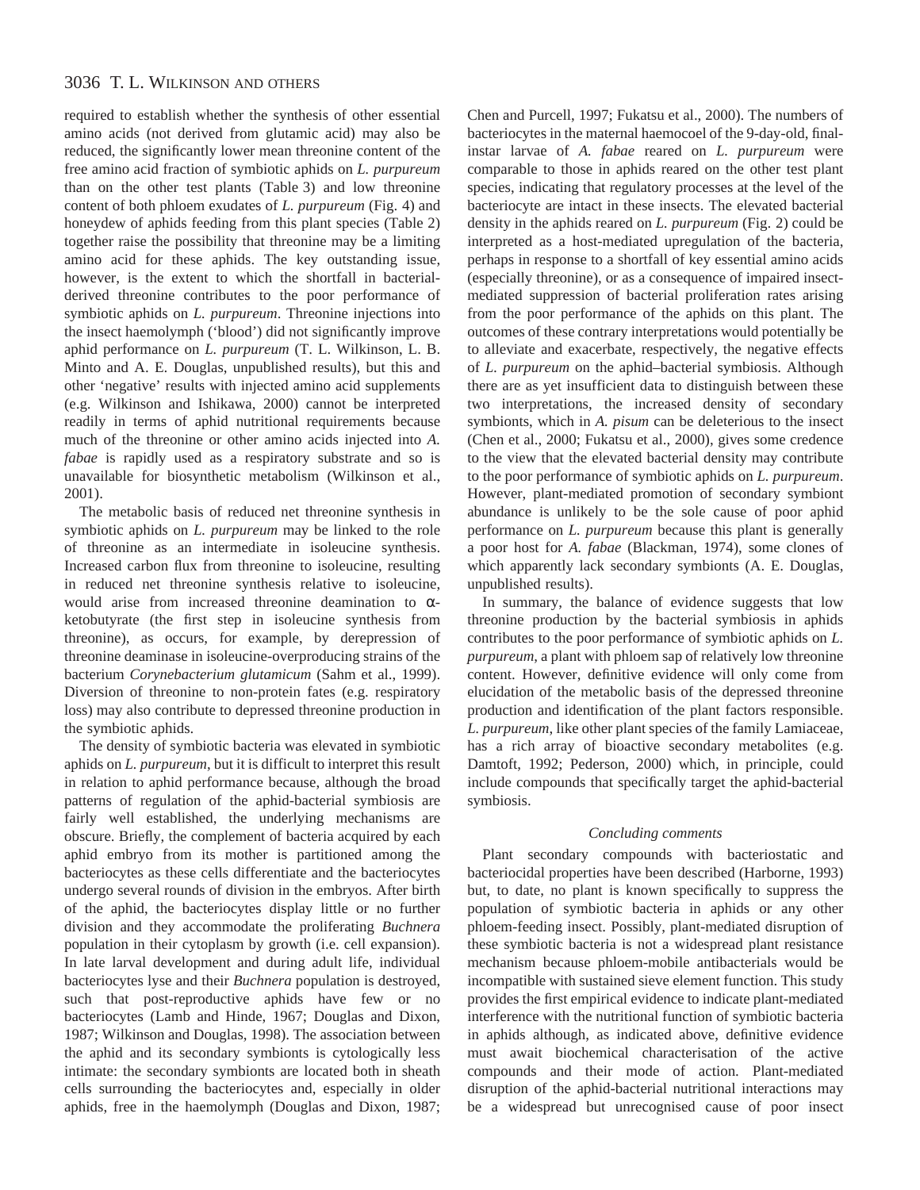required to establish whether the synthesis of other essential amino acids (not derived from glutamic acid) may also be reduced, the significantly lower mean threonine content of the free amino acid fraction of symbiotic aphids on *L. purpureum* than on the other test plants (Table 3) and low threonine content of both phloem exudates of *L. purpureum* (Fig. 4) and honeydew of aphids feeding from this plant species (Table 2) together raise the possibility that threonine may be a limiting amino acid for these aphids. The key outstanding issue, however, is the extent to which the shortfall in bacterial-derived threonine contributes to the poor performance of symbiotic aphids on *L. purpureum*. Threonine injections into the insect haemolymph ('blood') did not significantly improve aphid performance on *L. purpureum* (T. L. Wilkinson, L. B. Minto and A. E. Douglas, unpublished results), but this and other 'negative' results with injected amino acid supplements (e.g. Wilkinson and Ishikawa, 2000) cannot be interpreted readily in terms of aphid nutritional requirements because much of the threonine or other amino acids injected into *A. fabae* is rapidly used as a respiratory substrate and so is unavailable for biosynthetic metabolism (Wilkinson et al., 2001).

The metabolic basis of reduced net threonine synthesis in symbiotic aphids on *L. purpureum* may be linked to the role of threonine as an intermediate in isoleucine synthesis. Increased carbon flux from threonine to isoleucine, resulting in reduced net threonine synthesis relative to isoleucine, would arise from increased threonine deamination to α-ketobutyrate (the first step in isoleucine synthesis from threonine), as occurs, for example, by derepression of threonine deaminase in isoleucine-overproducing strains of the bacterium *Corynebacterium glutamicum* (Sahm et al., 1999). Diversion of threonine to non-protein fates (e.g. respiratory loss) may also contribute to depressed threonine production in the symbiotic aphids.

The density of symbiotic bacteria was elevated in symbiotic aphids on *L. purpureum*, but it is difficult to interpret this result in relation to aphid performance because, although the broad patterns of regulation of the aphid-bacterial symbiosis are fairly well established, the underlying mechanisms are obscure. Briefly, the complement of bacteria acquired by each aphid embryo from its mother is partitioned among the bacteriocytes as these cells differentiate and the bacteriocytes undergo several rounds of division in the embryos. After birth of the aphid, the bacteriocytes display little or no further division and they accommodate the proliferating *Buchnera* population in their cytoplasm by growth (i.e. cell expansion). In late larval development and during adult life, individual bacteriocytes lyse and their *Buchnera* population is destroyed, such that post-reproductive aphids have few or no bacteriocytes (Lamb and Hinde, 1967; Douglas and Dixon, 1987; Wilkinson and Douglas, 1998). The association between the aphid and its secondary symbionts is cytologically less intimate: the secondary symbionts are located both in sheath cells surrounding the bacteriocytes and, especially in older aphids, free in the haemolymph (Douglas and Dixon, 1987; Chen and Purcell, 1997; Fukatsu et al., 2000). The numbers of bacteriocytes in the maternal haemocoel of the 9-day-old, final-instar larvae of *A. fabae* reared on *L. purpureum* were comparable to those in aphids reared on the other test plant species, indicating that regulatory processes at the level of the bacteriocyte are intact in these insects. The elevated bacterial density in the aphids reared on *L. purpureum* (Fig. 2) could be interpreted as a host-mediated upregulation of the bacteria, perhaps in response to a shortfall of key essential amino acids (especially threonine), or as a consequence of impaired insect-mediated suppression of bacterial proliferation rates arising from the poor performance of the aphids on this plant. The outcomes of these contrary interpretations would potentially be to alleviate and exacerbate, respectively, the negative effects of *L. purpureum* on the aphid–bacterial symbiosis. Although there are as yet insufficient data to distinguish between these two interpretations, the increased density of secondary symbionts, which in *A. pisum* can be deleterious to the insect (Chen et al., 2000; Fukatsu et al., 2000), gives some credence to the view that the elevated bacterial density may contribute to the poor performance of symbiotic aphids on *L. purpureum*. However, plant-mediated promotion of secondary symbiont abundance is unlikely to be the sole cause of poor aphid performance on *L. purpureum* because this plant is generally a poor host for *A. fabae* (Blackman, 1974), some clones of which apparently lack secondary symbionts (A. E. Douglas, unpublished results).

In summary, the balance of evidence suggests that low threonine production by the bacterial symbiosis in aphids contributes to the poor performance of symbiotic aphids on *L. purpureum*, a plant with phloem sap of relatively low threonine content. However, definitive evidence will only come from elucidation of the metabolic basis of the depressed threonine production and identification of the plant factors responsible. *L. purpureum*, like other plant species of the family Lamiaceae, has a rich array of bioactive secondary metabolites (e.g. Damtoft, 1992; Pederson, 2000) which, in principle, could include compounds that specifically target the aphid-bacterial symbiosis.

### *Concluding comments*

Plant secondary compounds with bacteriostatic and bacteriocidal properties have been described (Harborne, 1993) but, to date, no plant is known specifically to suppress the population of symbiotic bacteria in aphids or any other phloem-feeding insect. Possibly, plant-mediated disruption of these symbiotic bacteria is not a widespread plant resistance mechanism because phloem-mobile antibacterials would be incompatible with sustained sieve element function. This study provides the first empirical evidence to indicate plant-mediated interference with the nutritional function of symbiotic bacteria in aphids although, as indicated above, definitive evidence must await biochemical characterisation of the active compounds and their mode of action. Plant-mediated disruption of the aphid-bacterial nutritional interactions may be a widespread but unrecognised cause of poor insect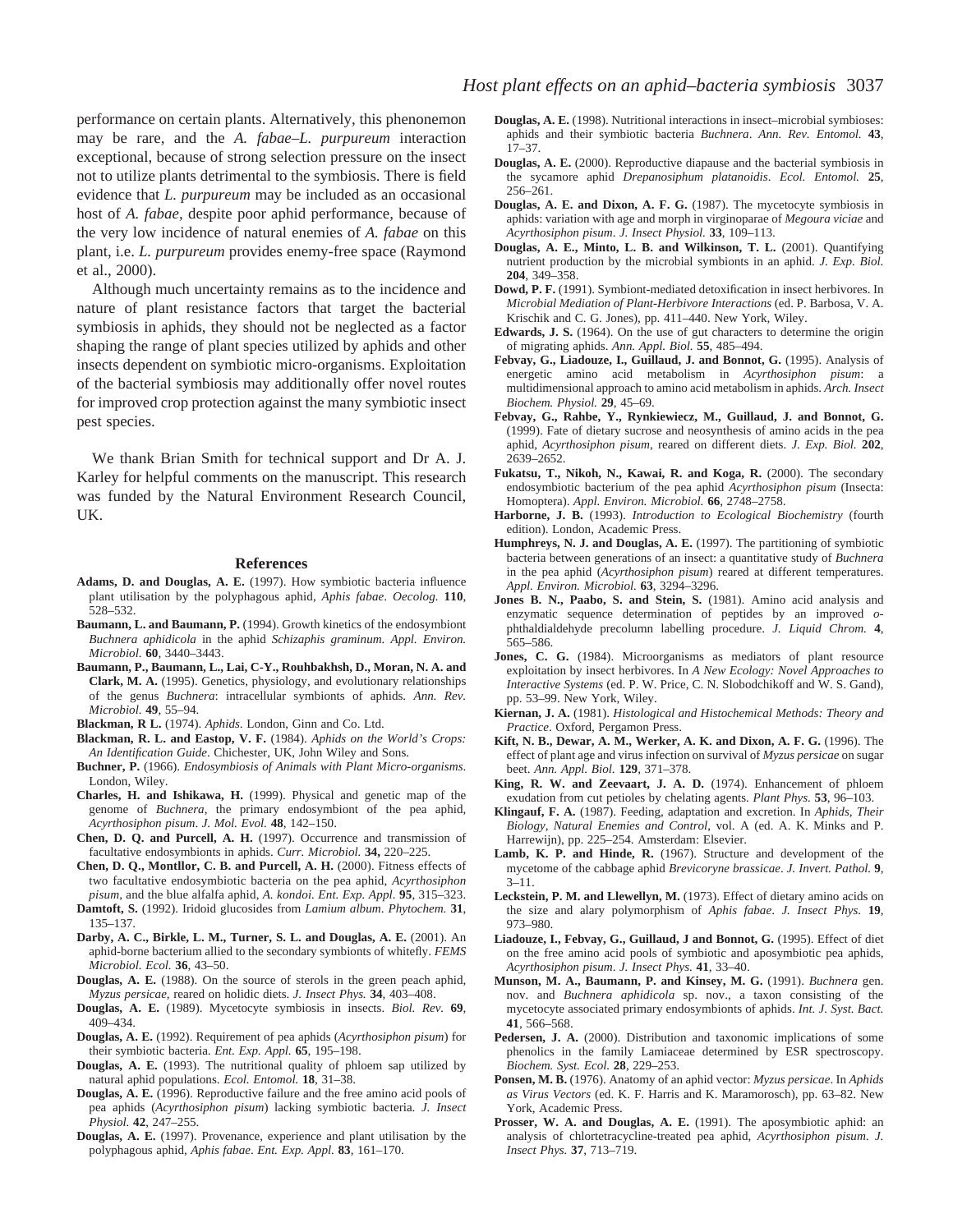performance on certain plants. Alternatively, this phenonemon may be rare, and the *A. fabae–L. purpureum* interaction exceptional, because of strong selection pressure on the insect not to utilize plants detrimental to the symbiosis. There is field evidence that *L. purpureum* may be included as an occasional host of *A. fabae*, despite poor aphid performance, because of the very low incidence of natural enemies of *A. fabae* on this plant, i.e. *L. purpureum* provides enemy-free space (Raymond et al., 2000).

Although much uncertainty remains as to the incidence and nature of plant resistance factors that target the bacterial symbiosis in aphids, they should not be neglected as a factor shaping the range of plant species utilized by aphids and other insects dependent on symbiotic micro-organisms. Exploitation of the bacterial symbiosis may additionally offer novel routes for improved crop protection against the many symbiotic insect pest species.

We thank Brian Smith for technical support and Dr A. J. Karley for helpful comments on the manuscript. This research was funded by the Natural Environment Research Council, UK.

## References

**Adams, D. and Douglas, A. E.** (1997). How symbiotic bacteria influence plant utilisation by the polyphagous aphid, *Aphis fabae*. *Oecolog.* **110**, 528–532.

**Baumann, L. and Baumann, P.** (1994). Growth kinetics of the endosymbiont *Buchnera aphidicola* in the aphid *Schizaphis graminum. Appl. Environ. Microbiol.* **60**, 3440–3443.

**Baumann, P., Baumann, L., Lai, C-Y., Rouhbakhsh, D., Moran, N. A. and Clark, M. A.** (1995). Genetics, physiology, and evolutionary relationships of the genus *Buchnera*: intracellular symbionts of aphids. *Ann. Rev. Microbiol.* **49**, 55–94.

**Blackman, R L.** (1974). *Aphids*. London, Ginn and Co. Ltd.

**Blackman, R. L. and Eastop, V. F.** (1984). *Aphids on the World's Crops: An Identification Guide*. Chichester, UK, John Wiley and Sons.

**Buchner, P.** (1966). *Endosymbiosis of Animals with Plant Micro-organisms*. London, Wiley.

**Charles, H. and Ishikawa, H.** (1999). Physical and genetic map of the genome of *Buchnera*, the primary endosymbiont of the pea aphid, *Acyrthosiphon pisum*. *J. Mol. Evol.* **48**, 142–150.

**Chen, D. Q. and Purcell, A. H.** (1997). Occurrence and transmission of facultative endosymbionts in aphids. *Curr. Microbiol.* **34,** 220–225.

**Chen, D. Q., Montllor, C. B. and Purcell, A. H.** (2000). Fitness effects of two facultative endosymbiotic bacteria on the pea aphid, *Acyrthosiphon pisum*, and the blue alfalfa aphid, *A. kondoi. Ent. Exp. Appl.* **95**, 315–323.

**Damtoft, S.** (1992). Iridoid glucosides from *Lamium album*. *Phytochem.* **31**, 135–137.

**Darby, A. C., Birkle, L. M., Turner, S. L. and Douglas, A. E.** (2001). An aphid-borne bacterium allied to the secondary symbionts of whitefly. *FEMS Microbiol. Ecol.* **36**, 43–50.

**Douglas, A. E.** (1988). On the source of sterols in the green peach aphid, *Myzus persicae*, reared on holidic diets. *J. Insect Phys.* **34**, 403–408.

**Douglas, A. E.** (1989). Mycetocyte symbiosis in insects. *Biol. Rev.* **69**, 409–434.

**Douglas, A. E.** (1992). Requirement of pea aphids (*Acyrthosiphon pisum*) for their symbiotic bacteria. *Ent. Exp. Appl.* **65**, 195–198.

**Douglas, A. E.** (1993). The nutritional quality of phloem sap utilized by natural aphid populations. *Ecol. Entomol.* **18**, 31–38.

**Douglas, A. E.** (1996). Reproductive failure and the free amino acid pools of pea aphids (*Acyrthosiphon pisum*) lacking symbiotic bacteria. *J. Insect Physiol.* **42**, 247–255.

**Douglas, A. E.** (1997). Provenance, experience and plant utilisation by the polyphagous aphid, *Aphis fabae*. *Ent. Exp. Appl.* **83**, 161–170.

**Douglas, A. E.** (1998). Nutritional interactions in insect–microbial symbioses: aphids and their symbiotic bacteria *Buchnera*. *Ann. Rev. Entomol.* **43**, 17–37.

**Douglas, A. E.** (2000). Reproductive diapause and the bacterial symbiosis in the sycamore aphid *Drepanosiphum platanoidis*. *Ecol. Entomol.* **25**, 256–261.

**Douglas, A. E. and Dixon, A. F. G.** (1987). The mycetocyte symbiosis in aphids: variation with age and morph in virginoparae of *Megoura viciae* and *Acyrthosiphon pisum*. *J. Insect Physiol.* **33**, 109–113.

**Douglas, A. E., Minto, L. B. and Wilkinson, T. L.** (2001). Quantifying nutrient production by the microbial symbionts in an aphid. *J. Exp. Biol.* **204**, 349–358.

**Dowd, P. F.** (1991). Symbiont-mediated detoxification in insect herbivores. In *Microbial Mediation of Plant-Herbivore Interactions* (ed. P. Barbosa, V. A. Krischik and C. G. Jones), pp. 411–440. New York, Wiley.

**Edwards, J. S.** (1964). On the use of gut characters to determine the origin of migrating aphids. *Ann. Appl. Biol.* **55**, 485–494.

**Febvay, G., Liadouze, I., Guillaud, J. and Bonnot, G.** (1995). Analysis of energetic amino acid metabolism in *Acyrthosiphon pisum*: a multidimensional approach to amino acid metabolism in aphids. *Arch. Insect Biochem. Physiol.* **29**, 45–69.

**Febvay, G., Rahbe, Y., Rynkiewiecz, M., Guillaud, J. and Bonnot, G.** (1999). Fate of dietary sucrose and neosynthesis of amino acids in the pea aphid, *Acyrthosiphon pisum*, reared on different diets. *J. Exp. Biol.* **202**, 2639–2652.

**Fukatsu, T., Nikoh, N., Kawai, R. and Koga, R.** (2000). The secondary endosymbiotic bacterium of the pea aphid *Acyrthosiphon pisum* (Insecta: Homoptera). *Appl. Environ. Microbiol.* **66**, 2748–2758.

**Harborne, J. B.** (1993). *Introduction to Ecological Biochemistry* (fourth edition). London, Academic Press.

**Humphreys, N. J. and Douglas, A. E.** (1997). The partitioning of symbiotic bacteria between generations of an insect: a quantitative study of *Buchnera* in the pea aphid (*Acyrthosiphon pisum*) reared at different temperatures. *Appl. Environ. Microbiol.* **63**, 3294–3296.

**Jones B. N., Paabo, S. and Stein, S.** (1981). Amino acid analysis and enzymatic sequence determination of peptides by an improved *o*-phthaldialdehyde precolumn labelling procedure. *J. Liquid Chrom.* **4**, 565–586.

**Jones, C. G.** (1984). Microorganisms as mediators of plant resource exploitation by insect herbivores. In *A New Ecology: Novel Approaches to Interactive Systems* (ed. P. W. Price, C. N. Slobodchikoff and W. S. Gand), pp. 53–99. New York, Wiley.

**Kiernan, J. A.** (1981). *Histological and Histochemical Methods: Theory and Practice*. Oxford, Pergamon Press.

**Kift, N. B., Dewar, A. M., Werker, A. K. and Dixon, A. F. G.** (1996). The effect of plant age and virus infection on survival of *Myzus persicae* on sugar beet. *Ann. Appl. Biol.* **129**, 371–378.

**King, R. W. and Zeevaart, J. A. D.** (1974). Enhancement of phloem exudation from cut petioles by chelating agents. *Plant Phys.* **53**, 96–103.

**Klingauf, F. A.** (1987). Feeding, adaptation and excretion. In *Aphids, Their Biology, Natural Enemies and Control*, vol. A (ed. A. K. Minks and P. Harrewijn), pp. 225–254. Amsterdam: Elsevier.

**Lamb, K. P. and Hinde, R.** (1967). Structure and development of the mycetome of the cabbage aphid *Brevicoryne brassicae*. *J. Invert. Pathol.* **9**, 3–11.

**Leckstein, P. M. and Llewellyn, M.** (1973). Effect of dietary amino acids on the size and alary polymorphism of *Aphis fabae*. *J. Insect Phys.* **19**, 973–980.

**Liadouze, I., Febvay, G., Guillaud, J and Bonnot, G.** (1995). Effect of diet on the free amino acid pools of symbiotic and aposymbiotic pea aphids, *Acyrthosiphon pisum*. *J. Insect Phys.* **41**, 33–40.

**Munson, M. A., Baumann, P. and Kinsey, M. G.** (1991). *Buchnera* gen. nov. and *Buchnera aphidicola* sp. nov., a taxon consisting of the mycetocyte associated primary endosymbionts of aphids. *Int. J. Syst. Bact.* **41**, 566–568.

**Pedersen, J. A.** (2000). Distribution and taxonomic implications of some phenolics in the family Lamiaceae determined by ESR spectroscopy. *Biochem. Syst. Ecol.* **28**, 229–253.

**Ponsen, M. B.** (1976). Anatomy of an aphid vector: *Myzus persicae*. In *Aphids as Virus Vectors* (ed. K. F. Harris and K. Maramorosch), pp. 63–82. New York, Academic Press.

**Prosser, W. A. and Douglas, A. E.** (1991). The aposymbiotic aphid: an analysis of chlortetracycline-treated pea aphid, *Acyrthosiphon pisum*. *J. Insect Phys.* **37**, 713–719.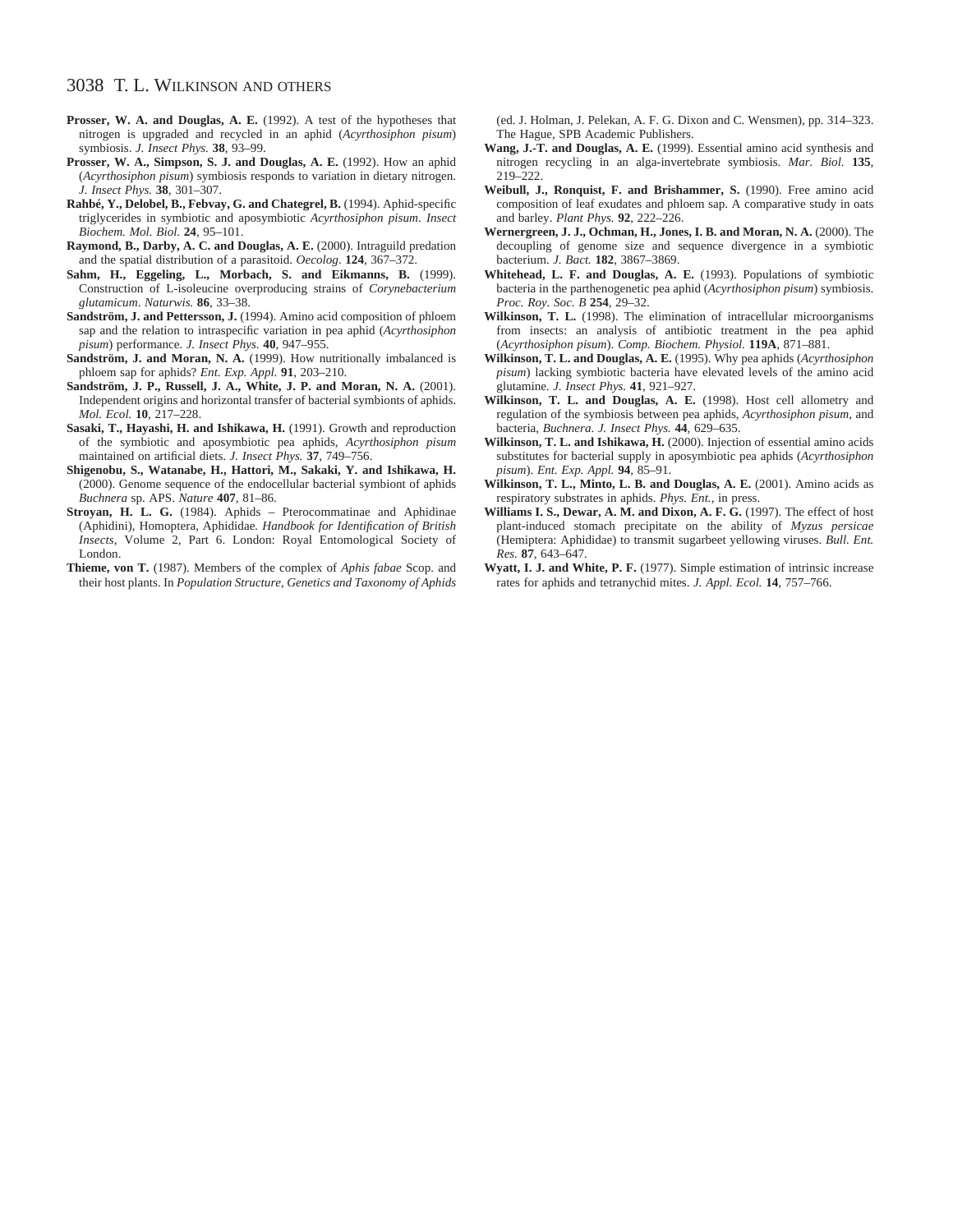**Prosser, W. A. and Douglas, A. E.** (1992). A test of the hypotheses that nitrogen is upgraded and recycled in an aphid (*Acyrthosiphon pisum*) symbiosis. *J. Insect Phys.* **38**, 93–99.

**Prosser, W. A., Simpson, S. J. and Douglas, A. E.** (1992). How an aphid (*Acyrthosiphon pisum*) symbiosis responds to variation in dietary nitrogen. *J. Insect Phys.* **38**, 301–307.

**Rahbé, Y., Delobel, B., Febvay, G. and Chategrel, B.** (1994). Aphid-specific triglycerides in symbiotic and aposymbiotic *Acyrthosiphon pisum*. *Insect Biochem. Mol. Biol.* **24**, 95–101.

**Raymond, B., Darby, A. C. and Douglas, A. E.** (2000). Intraguild predation and the spatial distribution of a parasitoid. *Oecolog*. **124**, 367–372.

**Sahm, H., Eggeling, L., Morbach, S. and Eikmanns, B.** (1999). Construction of L-isoleucine overproducing strains of *Corynebacterium glutamicum*. *Naturwis.* **86**, 33–38.

**Sandström, J. and Pettersson, J.** (1994). Amino acid composition of phloem sap and the relation to intraspecific variation in pea aphid (*Acyrthosiphon pisum*) performance. *J. Insect Phys.* **40**, 947–955.

**Sandström, J. and Moran, N. A.** (1999). How nutritionally imbalanced is phloem sap for aphids? *Ent. Exp. Appl.* **91**, 203–210.

**Sandström, J. P., Russell, J. A., White, J. P. and Moran, N. A.** (2001). Independent origins and horizontal transfer of bacterial symbionts of aphids. *Mol. Ecol.* **10**, 217–228.

**Sasaki, T., Hayashi, H. and Ishikawa, H.** (1991). Growth and reproduction of the symbiotic and aposymbiotic pea aphids, *Acyrthosiphon pisum* maintained on artificial diets. *J. Insect Phys.* **37**, 749–756.

**Shigenobu, S., Watanabe, H., Hattori, M., Sakaki, Y. and Ishikawa, H.** (2000). Genome sequence of the endocellular bacterial symbiont of aphids *Buchnera* sp. APS. *Nature* **407**, 81–86.

**Stroyan, H. L. G.** (1984). Aphids – Pterocommatinae and Aphidinae (Aphidini), Homoptera, Aphididae. *Handbook for Identification of British Insects*, Volume 2, Part 6. London: Royal Entomological Society of London.

**Thieme, von T.** (1987). Members of the complex of *Aphis fabae* Scop. and their host plants. In *Population Structure, Genetics and Taxonomy of Aphids* (ed. J. Holman, J. Pelekan, A. F. G. Dixon and C. Wensmen), pp. 314–323. The Hague, SPB Academic Publishers.

**Wang, J.-T. and Douglas, A. E.** (1999). Essential amino acid synthesis and nitrogen recycling in an alga-invertebrate symbiosis. *Mar. Biol.* **135**, 219–222.

**Weibull, J., Ronquist, F. and Brishammer, S.** (1990). Free amino acid composition of leaf exudates and phloem sap. A comparative study in oats and barley. *Plant Phys.* **92**, 222–226.

**Wernergreen, J. J., Ochman, H., Jones, I. B. and Moran, N. A.** (2000). The decoupling of genome size and sequence divergence in a symbiotic bacterium. *J. Bact.* **182**, 3867–3869.

**Whitehead, L. F. and Douglas, A. E.** (1993). Populations of symbiotic bacteria in the parthenogenetic pea aphid (*Acyrthosiphon pisum*) symbiosis. *Proc. Roy. Soc. B* **254**, 29–32.

**Wilkinson, T. L.** (1998). The elimination of intracellular microorganisms from insects: an analysis of antibiotic treatment in the pea aphid (*Acyrthosiphon pisum*). *Comp. Biochem. Physiol.* **119A**, 871–881.

**Wilkinson, T. L. and Douglas, A. E.** (1995). Why pea aphids (*Acyrthosiphon pisum*) lacking symbiotic bacteria have elevated levels of the amino acid glutamine. *J. Insect Phys.* **41**, 921–927.

**Wilkinson, T. L. and Douglas, A. E.** (1998). Host cell allometry and regulation of the symbiosis between pea aphids, *Acyrthosiphon pisum*, and bacteria, *Buchnera*. *J. Insect Phys.* **44**, 629–635.

**Wilkinson, T. L. and Ishikawa, H.** (2000). Injection of essential amino acids substitutes for bacterial supply in aposymbiotic pea aphids (*Acyrthosiphon pisum*). *Ent. Exp. Appl.* **94**, 85–91.

**Wilkinson, T. L., Minto, L. B. and Douglas, A. E.** (2001). Amino acids as respiratory substrates in aphids. *Phys. Ent.*, in press.

**Williams I. S., Dewar, A. M. and Dixon, A. F. G.** (1997). The effect of host plant-induced stomach precipitate on the ability of *Myzus persicae* (Hemiptera: Aphididae) to transmit sugarbeet yellowing viruses. *Bull. Ent. Res.* **87**, 643–647.

**Wyatt, I. J. and White, P. F.** (1977). Simple estimation of intrinsic increase rates for aphids and tetranychid mites. *J. Appl. Ecol.* **14**, 757–766.